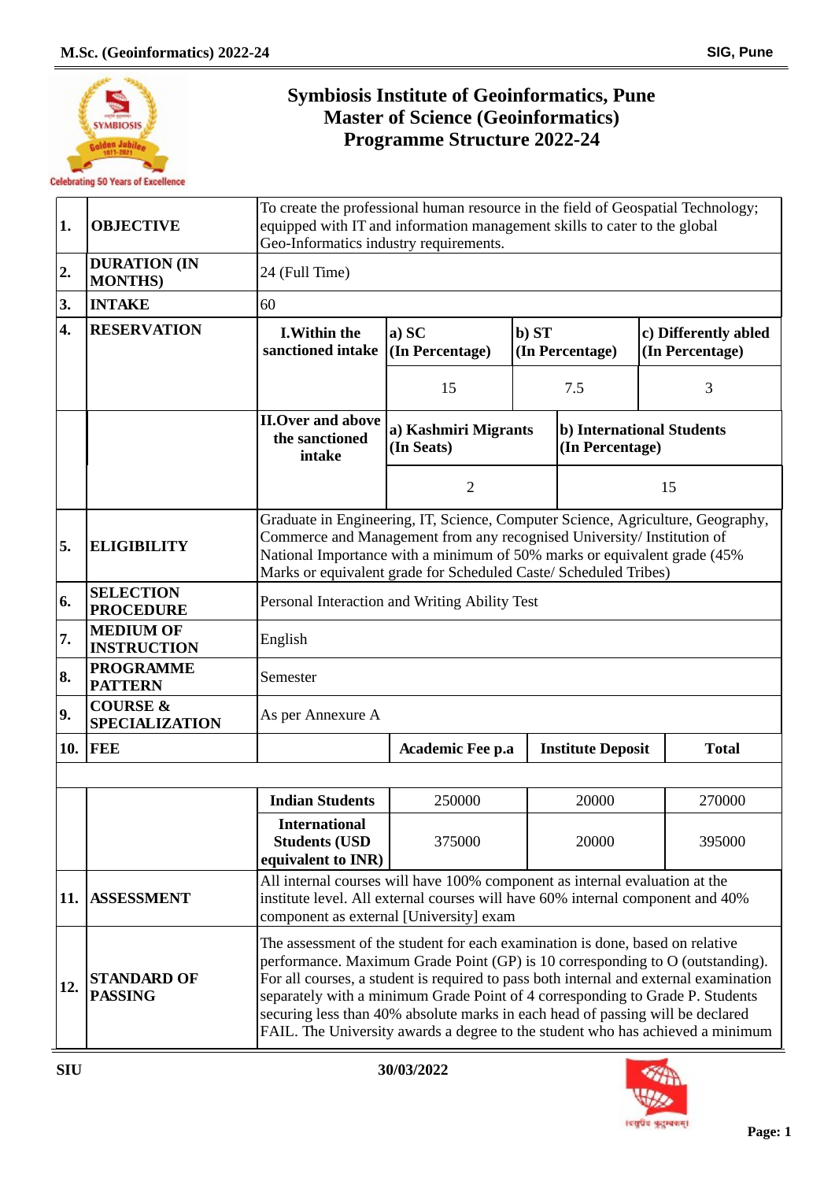# Symbiosis Institute of Geoinformatics, Pune
## Master of Science (Geoinformatics)
## Programme Structure 2022-24

| | | | | | |
|---|---|---|---|---|---|
| **1.** | **OBJECTIVE** | To create the professional human resource in the field of Geospatial Technology; equipped with IT and information management skills to cater to the global Geo-Informatics industry requirements. | | | |
| **2.** | **DURATION (IN MONTHS)** | 24 (Full Time) | | | |
| **3.** | **INTAKE** | 60 | | | |
| **4.** | **RESERVATION** | **I.Within the sanctioned intake** | **a) SC (In Percentage)** | **b) ST (In Percentage)** | **c) Differently abled (In Percentage)** |
| | | | 15 | 7.5 | 3 |
| | | **II.Over and above the sanctioned intake** | **a) Kashmiri Migrants (In Seats)** | **b) International Students (In Percentage)** | |
| | | | 2 | 15 | |
| **5.** | **ELIGIBILITY** | Graduate in Engineering, IT, Science, Computer Science, Agriculture, Geography, Commerce and Management from any recognised University/ Institution of National Importance with a minimum of 50% marks or equivalent grade (45% Marks or equivalent grade for Scheduled Caste/ Scheduled Tribes) | | | |
| **6.** | **SELECTION PROCEDURE** | Personal Interaction and Writing Ability Test | | | |
| **7.** | **MEDIUM OF INSTRUCTION** | English | | | |
| **8.** | **PROGRAMME PATTERN** | Semester | | | |
| **9.** | **COURSE & SPECIALIZATION** | As per Annexure A | | | |
| **10.** | **FEE** | | **Academic Fee p.a** | **Institute Deposit** | **Total** |
| | | **Indian Students** | 250000 | 20000 | 270000 |
| | | **International Students (USD equivalent to INR)** | 375000 | 20000 | 395000 |
| **11.** | **ASSESSMENT** | All internal courses will have 100% component as internal evaluation at the institute level. All external courses will have 60% internal component and 40% component as external [University] exam | | | |
| **12.** | **STANDARD OF PASSING** | The assessment of the student for each examination is done, based on relative performance. Maximum Grade Point (GP) is 10 corresponding to O (outstanding). For all courses, a student is required to pass both internal and external examination separately with a minimum Grade Point of 4 corresponding to Grade P. Students securing less than 40% absolute marks in each head of passing will be declared FAIL. The University awards a degree to the student who has achieved a minimum | | | |

SIU 30/03/2022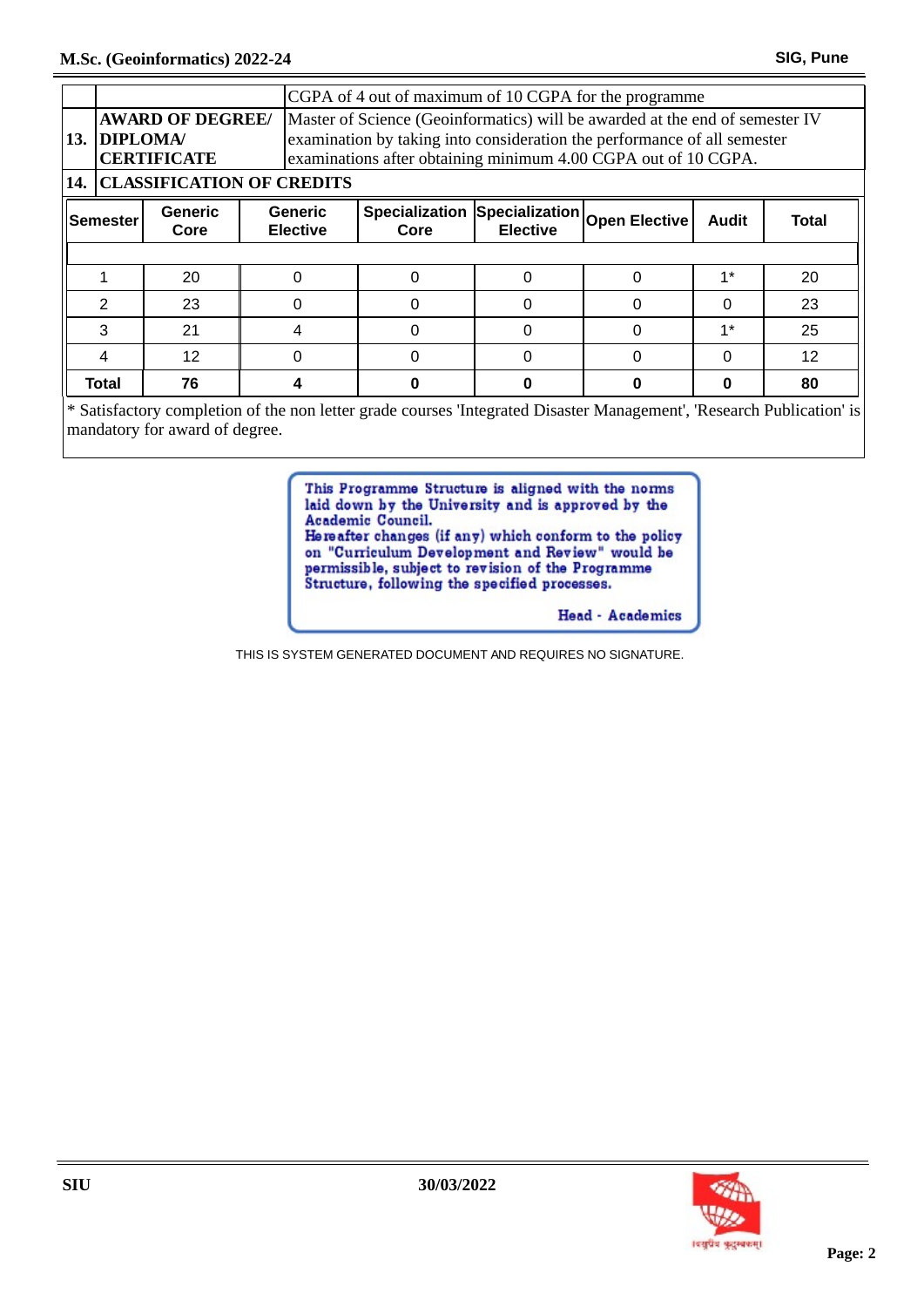| | | CGPA of 4 out of maximum of 10 CGPA for the programme |
|---|---|---|
| 13. | **AWARD OF DEGREE/ DIPLOMA/ CERTIFICATE** | Master of Science (Geoinformatics) will be awarded at the end of semester IV examination by taking into consideration the performance of all semester examinations after obtaining minimum 4.00 CGPA out of 10 CGPA. |

## 14. CLASSIFICATION OF CREDITS

| Semester | Generic Core | Generic Elective | Specialization Core | Specialization Elective | Open Elective | Audit | Total |
|---|---|---|---|---|---|---|---|
| 1 | 20 | 0 | 0 | 0 | 0 | 1* | 20 |
| 2 | 23 | 0 | 0 | 0 | 0 | 0 | 23 |
| 3 | 21 | 4 | 0 | 0 | 0 | 1* | 25 |
| 4 | 12 | 0 | 0 | 0 | 0 | 0 | 12 |
| **Total** | **76** | **4** | **0** | **0** | **0** | **0** | **80** |

* Satisfactory completion of the non letter grade courses 'Integrated Disaster Management', 'Research Publication' is mandatory for award of degree.

This Programme Structure is aligned with the norms laid down by the University and is approved by the Academic Council.
Hereafter changes (if any) which conform to the policy on "Curriculum Development and Review" would be permissible, subject to revision of the Programme Structure, following the specified processes.

**Head - Academics**

THIS IS SYSTEM GENERATED DOCUMENT AND REQUIRES NO SIGNATURE.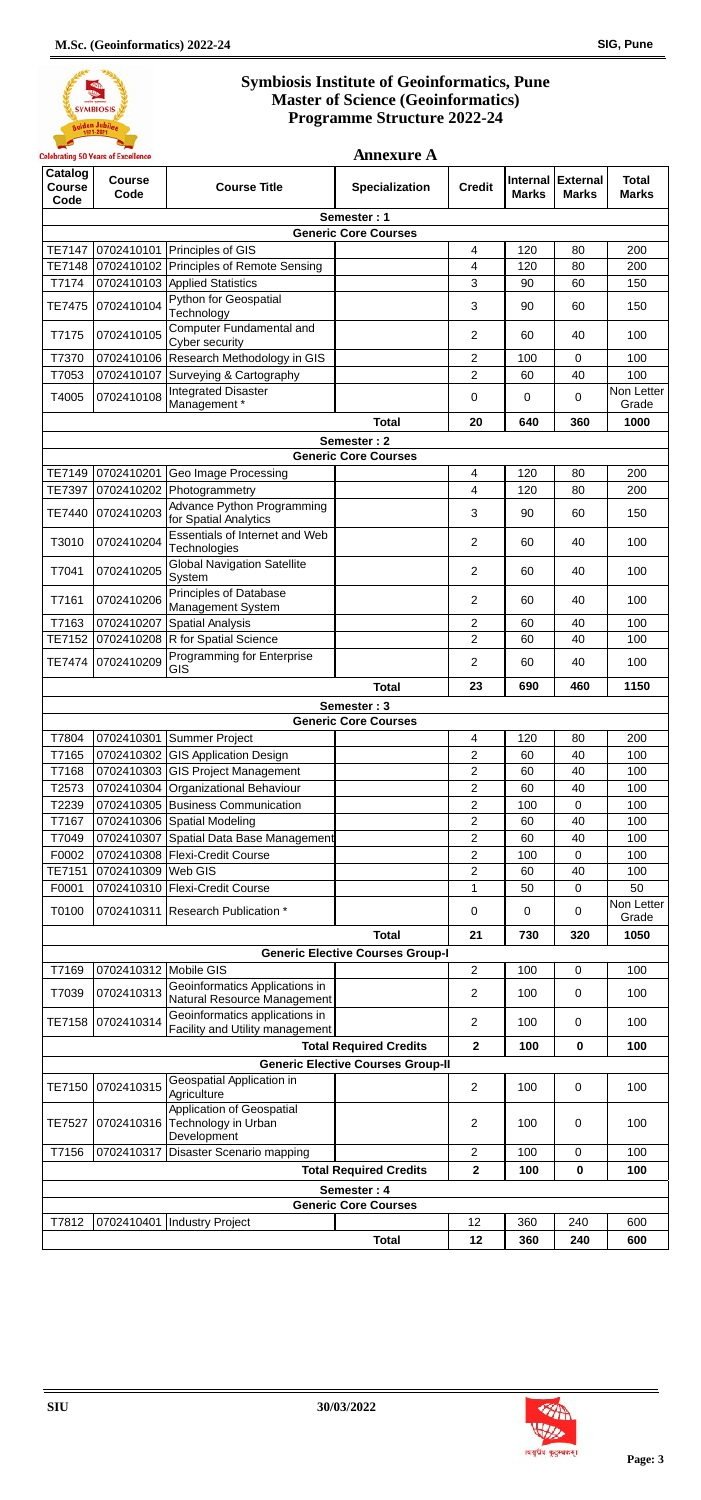# Symbiosis Institute of Geoinformatics, Pune
## Master of Science (Geoinformatics)
## Programme Structure 2022-24

**Annexure A**

| Catalog Course Code | Course Code | Course Title | Specialization | Credit | Internal Marks | External Marks | Total Marks |
|---|---|---|---|---|---|---|---|
| **Semester : 1** | | | | | | | |
| **Generic Core Courses** | | | | | | | |
| TE7147 | 0702410101 | Principles of GIS | | 4 | 120 | 80 | 200 |
| TE7148 | 0702410102 | Principles of Remote Sensing | | 4 | 120 | 80 | 200 |
| T7174 | 0702410103 | Applied Statistics | | 3 | 90 | 60 | 150 |
| TE7475 | 0702410104 | Python for Geospatial Technology | | 3 | 90 | 60 | 150 |
| T7175 | 0702410105 | Computer Fundamental and Cyber security | | 2 | 60 | 40 | 100 |
| T7370 | 0702410106 | Research Methodology in GIS | | 2 | 100 | 0 | 100 |
| T7053 | 0702410107 | Surveying & Cartography | | 2 | 60 | 40 | 100 |
| T4005 | 0702410108 | Integrated Disaster Management * | | 0 | 0 | 0 | Non Letter Grade |
| | | | **Total** | **20** | **640** | **360** | **1000** |
| **Semester : 2** | | | | | | | |
| **Generic Core Courses** | | | | | | | |
| TE7149 | 0702410201 | Geo Image Processing | | 4 | 120 | 80 | 200 |
| TE7397 | 0702410202 | Photogrammetry | | 4 | 120 | 80 | 200 |
| TE7440 | 0702410203 | Advance Python Programming for Spatial Analytics | | 3 | 90 | 60 | 150 |
| T3010 | 0702410204 | Essentials of Internet and Web Technologies | | 2 | 60 | 40 | 100 |
| T7041 | 0702410205 | Global Navigation Satellite System | | 2 | 60 | 40 | 100 |
| T7161 | 0702410206 | Principles of Database Management System | | 2 | 60 | 40 | 100 |
| T7163 | 0702410207 | Spatial Analysis | | 2 | 60 | 40 | 100 |
| TE7152 | 0702410208 | R for Spatial Science | | 2 | 60 | 40 | 100 |
| TE7474 | 0702410209 | Programming for Enterprise GIS | | 2 | 60 | 40 | 100 |
| | | | **Total** | **23** | **690** | **460** | **1150** |
| **Semester : 3** | | | | | | | |
| **Generic Core Courses** | | | | | | | |
| T7804 | 0702410301 | Summer Project | | 4 | 120 | 80 | 200 |
| T7165 | 0702410302 | GIS Application Design | | 2 | 60 | 40 | 100 |
| T7168 | 0702410303 | GIS Project Management | | 2 | 60 | 40 | 100 |
| T2573 | 0702410304 | Organizational Behaviour | | 2 | 60 | 40 | 100 |
| T2239 | 0702410305 | Business Communication | | 2 | 100 | 0 | 100 |
| T7167 | 0702410306 | Spatial Modeling | | 2 | 60 | 40 | 100 |
| T7049 | 0702410307 | Spatial Data Base Management | | 2 | 60 | 40 | 100 |
| F0002 | 0702410308 | Flexi-Credit Course | | 2 | 100 | 0 | 100 |
| TE7151 | 0702410309 | Web GIS | | 2 | 60 | 40 | 100 |
| F0001 | 0702410310 | Flexi-Credit Course | | 1 | 50 | 0 | 50 |
| T0100 | 0702410311 | Research Publication * | | 0 | 0 | 0 | Non Letter Grade |
| | | | **Total** | **21** | **730** | **320** | **1050** |
| **Generic Elective Courses Group-I** | | | | | | | |
| T7169 | 0702410312 | Mobile GIS | | 2 | 100 | 0 | 100 |
| T7039 | 0702410313 | Geoinformatics Applications in Natural Resource Management | | 2 | 100 | 0 | 100 |
| TE7158 | 0702410314 | Geoinformatics applications in Facility and Utility management | | 2 | 100 | 0 | 100 |
| | | | **Total Required Credits** | **2** | **100** | **0** | **100** |
| **Generic Elective Courses Group-II** | | | | | | | |
| TE7150 | 0702410315 | Geospatial Application in Agriculture | | 2 | 100 | 0 | 100 |
| TE7527 | 0702410316 | Application of Geospatial Technology in Urban Development | | 2 | 100 | 0 | 100 |
| T7156 | 0702410317 | Disaster Scenario mapping | | 2 | 100 | 0 | 100 |
| | | | **Total Required Credits** | **2** | **100** | **0** | **100** |
| **Semester : 4** | | | | | | | |
| **Generic Core Courses** | | | | | | | |
| T7812 | 0702410401 | Industry Project | | 12 | 360 | 240 | 600 |
| | | | **Total** | **12** | **360** | **240** | **600** |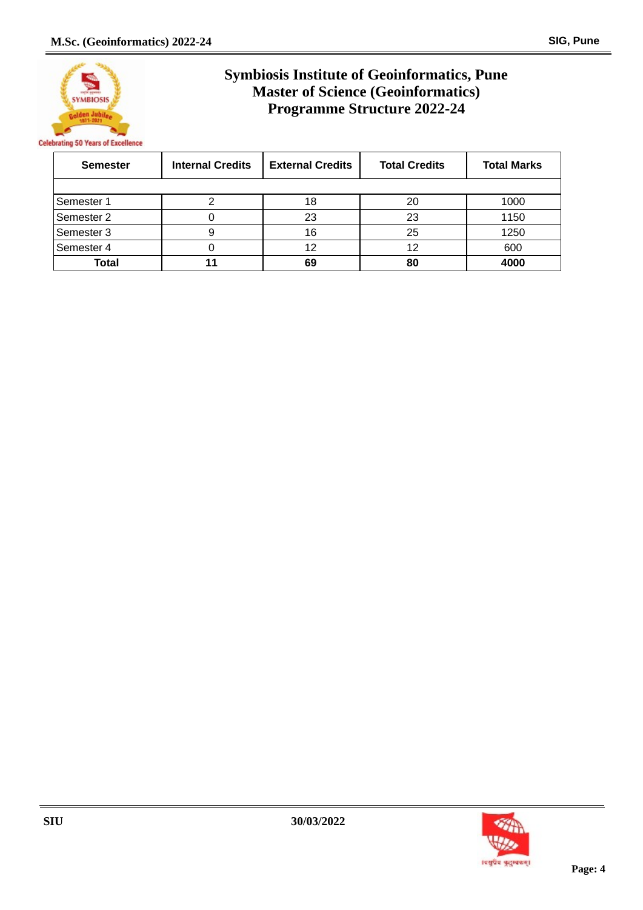# Symbiosis Institute of Geoinformatics, Pune
## Master of Science (Geoinformatics)
## Programme Structure 2022-24

| Semester | Internal Credits | External Credits | Total Credits | Total Marks |
|---|---|---|---|---|
| | | | | |
| Semester 1 | 2 | 18 | 20 | 1000 |
| Semester 2 | 0 | 23 | 23 | 1150 |
| Semester 3 | 9 | 16 | 25 | 1250 |
| Semester 4 | 0 | 12 | 12 | 600 |
| **Total** | **11** | **69** | **80** | **4000** |